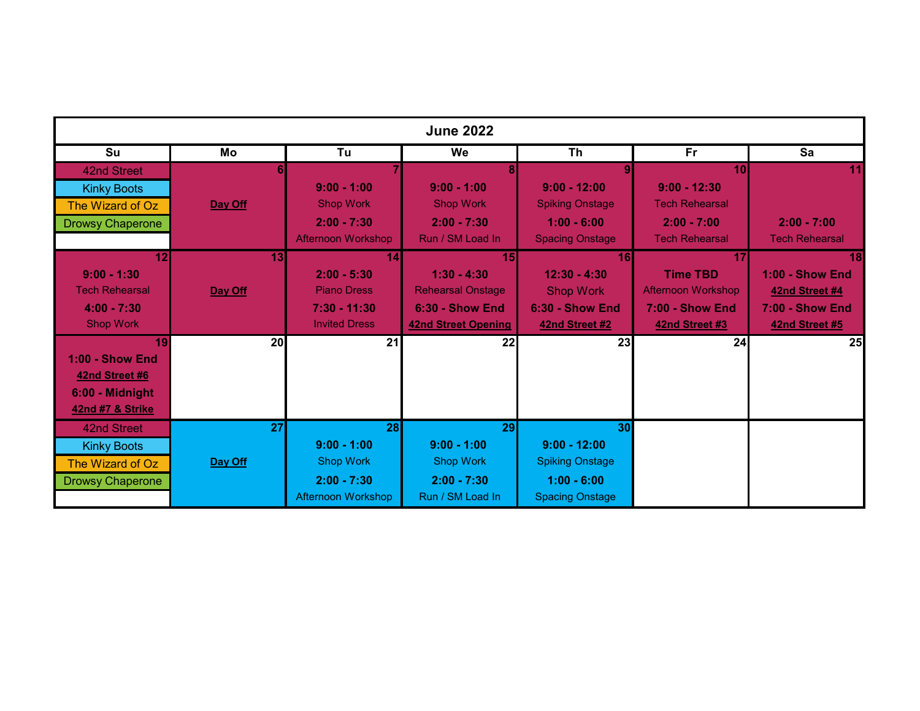## June 2022

| Su | Mo | Tu | We | Th | Fr | Sa |
|---|---|---|---|---|---|---|
| 42nd Street<br>Kinky Boots<br>The Wizard of Oz<br>Drowsy Chaperone | 6<br>**Day Off** | 7<br>**9:00 - 1:00**<br>Shop Work<br>**2:00 - 7:30**<br>Afternoon Workshop | 8<br>**9:00 - 1:00**<br>Shop Work<br>**2:00 - 7:30**<br>Run / SM Load In | 9<br>**9:00 - 12:00**<br>Spiking Onstage<br>**1:00 - 6:00**<br>Spacing Onstage | 10<br>**9:00 - 12:30**<br>Tech Rehearsal<br>**2:00 - 7:00**<br>Tech Rehearsal | 11<br>**2:00 - 7:00**<br>Tech Rehearsal |
| 12<br>**9:00 - 1:30**<br>Tech Rehearsal<br>**4:00 - 7:30**<br>Shop Work | 13<br>**Day Off** | 14<br>**2:00 - 5:30**<br>Piano Dress<br>**7:30 - 11:30**<br>Invited Dress | 15<br>**1:30 - 4:30**<br>Rehearsal Onstage<br>**6:30 - Show End**<br>**42nd Street Opening** | 16<br>**12:30 - 4:30**<br>Shop Work<br>**6:30 - Show End**<br>**42nd Street #2** | 17<br>**Time TBD**<br>Afternoon Workshop<br>**7:00 - Show End**<br>**42nd Street #3** | 18<br>**1:00 - Show End**<br>**42nd Street #4**<br>**7:00 - Show End**<br>**42nd Street #5** |
| 19<br>**1:00 - Show End**<br>**42nd Street #6**<br>**6:00 - Midnight**<br>**42nd #7 & Strike** | 20 | 21 | 22 | 23 | 24 | 25 |
| 42nd Street<br>Kinky Boots<br>The Wizard of Oz<br>Drowsy Chaperone | 27<br>**Day Off** | 28<br>**9:00 - 1:00**<br>Shop Work<br>**2:00 - 7:30**<br>Afternoon Workshop | 29<br>**9:00 - 1:00**<br>Shop Work<br>**2:00 - 7:30**<br>Run / SM Load In | 30<br>**9:00 - 12:00**<br>Spiking Onstage<br>**1:00 - 6:00**<br>Spacing Onstage | | |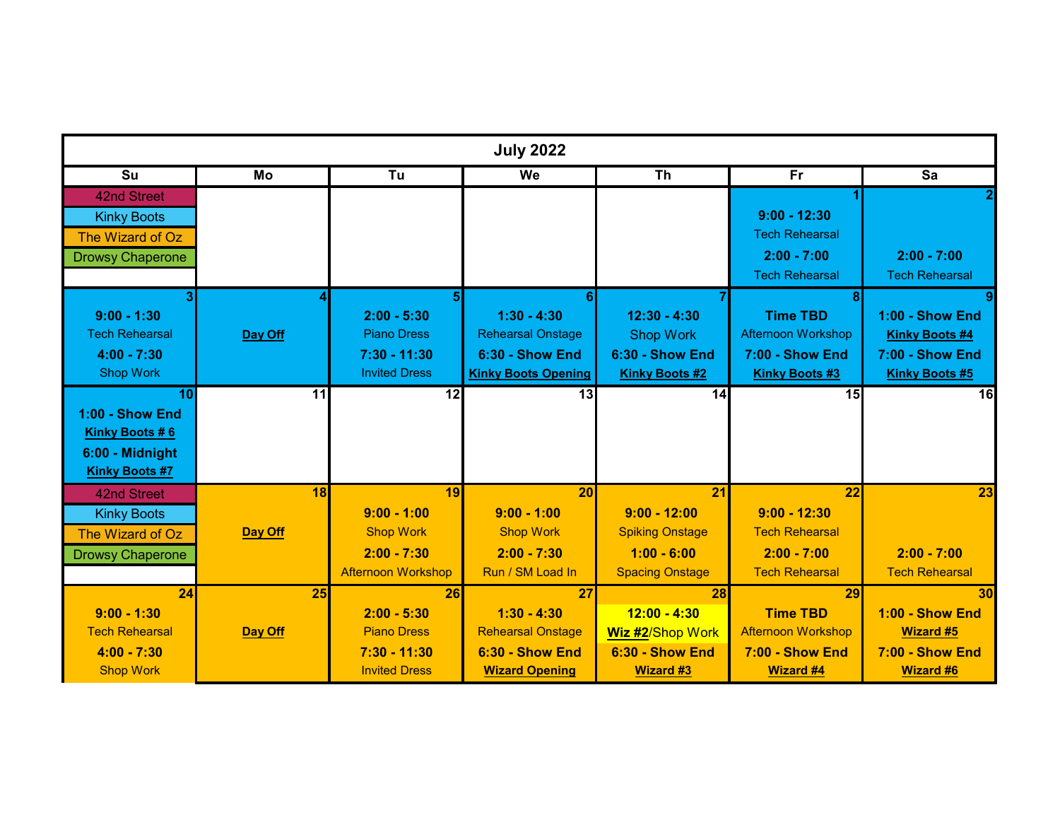# July 2022

| Su | Mo | Tu | We | Th | Fr | Sa |
|---|---|---|---|---|---|---|
| 42nd Street<br>Kinky Boots<br>The Wizard of Oz<br>Drowsy Chaperone | | | | | **1**<br>**9:00 - 12:30**<br>Tech Rehearsal<br>**2:00 - 7:00**<br>Tech Rehearsal | **2**<br>**2:00 - 7:00**<br>Tech Rehearsal |
| **3**<br>**9:00 - 1:30**<br>Tech Rehearsal<br>**4:00 - 7:30**<br>Shop Work | **4**<br>**Day Off** | **5**<br>**2:00 - 5:30**<br>Piano Dress<br>**7:30 - 11:30**<br>Invited Dress | **6**<br>**1:30 - 4:30**<br>Rehearsal Onstage<br>**6:30 - Show End**<br>**Kinky Boots Opening** | **7**<br>**12:30 - 4:30**<br>Shop Work<br>**6:30 - Show End**<br>**Kinky Boots #2** | **8**<br>**Time TBD**<br>Afternoon Workshop<br>**7:00 - Show End**<br>**Kinky Boots #3** | **9**<br>**1:00 - Show End**<br>**Kinky Boots #4**<br>**7:00 - Show End**<br>**Kinky Boots #5** |
| **10**<br>**1:00 - Show End**<br>**Kinky Boots # 6**<br>**6:00 - Midnight**<br>**Kinky Boots #7** | **11** | **12** | **13** | **14** | **15** | **16** |
| 42nd Street<br>Kinky Boots<br>The Wizard of Oz<br>Drowsy Chaperone | **18**<br>**Day Off** | **19**<br>**9:00 - 1:00**<br>Shop Work<br>**2:00 - 7:30**<br>Afternoon Workshop | **20**<br>**9:00 - 1:00**<br>Shop Work<br>**2:00 - 7:30**<br>Run / SM Load In | **21**<br>**9:00 - 12:00**<br>Spiking Onstage<br>**1:00 - 6:00**<br>Spacing Onstage | **22**<br>**9:00 - 12:30**<br>Tech Rehearsal<br>**2:00 - 7:00**<br>Tech Rehearsal | **23**<br>**2:00 - 7:00**<br>Tech Rehearsal |
| **24**<br>**9:00 - 1:30**<br>Tech Rehearsal<br>**4:00 - 7:30**<br>Shop Work | **25**<br>**Day Off** | **26**<br>**2:00 - 5:30**<br>Piano Dress<br>**7:30 - 11:30**<br>Invited Dress | **27**<br>**1:30 - 4:30**<br>Rehearsal Onstage<br>**6:30 - Show End**<br>**Wizard Opening** | **28**<br>**12:00 - 4:30**<br>**Wiz #2**/Shop Work<br>**6:30 - Show End**<br>**Wizard #3** | **29**<br>**Time TBD**<br>Afternoon Workshop<br>**7:00 - Show End**<br>**Wizard #4** | **30**<br>**1:00 - Show End**<br>**Wizard #5**<br>**7:00 - Show End**<br>**Wizard #6** |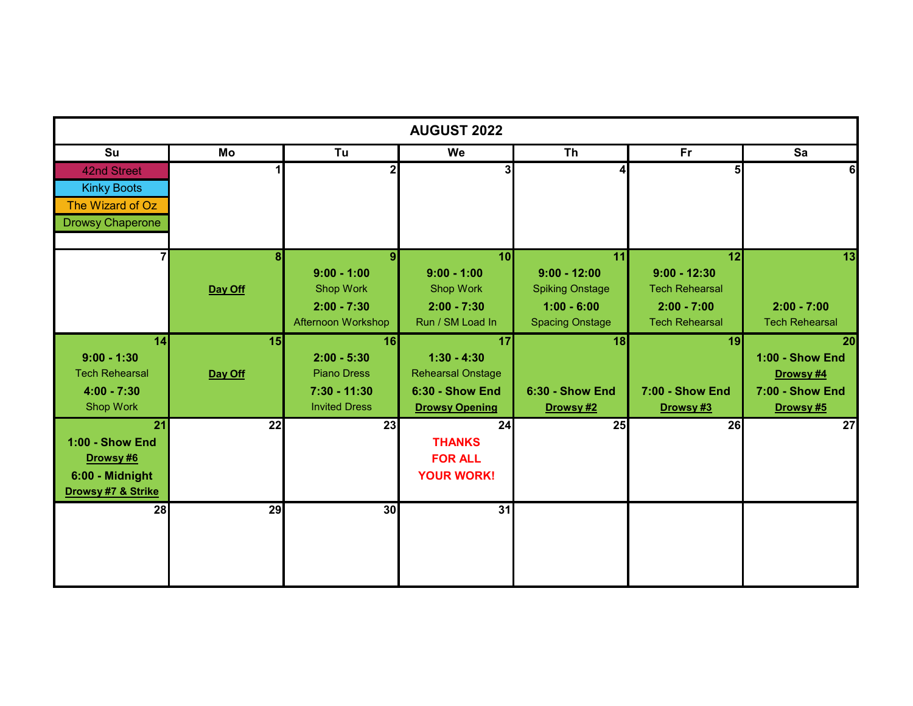| AUGUST 2022 | | | | | | |
| --- | --- | --- | --- | --- | --- | --- |
| **Su** | **Mo** | **Tu** | **We** | **Th** | **Fr** | **Sa** |
| 42nd Street<br>Kinky Boots<br>The Wizard of Oz<br>Drowsy Chaperone | 1 | 2 | 3 | 4 | 5 | 6 |
| 7 | 8<br>**Day Off** | 9<br>**9:00 - 1:00**<br>Shop Work<br>**2:00 - 7:30**<br>Afternoon Workshop | 10<br>**9:00 - 1:00**<br>Shop Work<br>**2:00 - 7:30**<br>Run / SM Load In | 11<br>**9:00 - 12:00**<br>Spiking Onstage<br>**1:00 - 6:00**<br>Spacing Onstage | 12<br>**9:00 - 12:30**<br>Tech Rehearsal<br>**2:00 - 7:00**<br>Tech Rehearsal | 13<br>**2:00 - 7:00**<br>Tech Rehearsal |
| 14<br>**9:00 - 1:30**<br>Tech Rehearsal<br>**4:00 - 7:30**<br>Shop Work | 15<br>**Day Off** | 16<br>**2:00 - 5:30**<br>Piano Dress<br>**7:30 - 11:30**<br>Invited Dress | 17<br>**1:30 - 4:30**<br>Rehearsal Onstage<br>**6:30 - Show End**<br>**Drowsy Opening** | 18<br>**6:30 - Show End**<br>**Drowsy #2** | 19<br>**7:00 - Show End**<br>**Drowsy #3** | 20<br>**1:00 - Show End**<br>**Drowsy #4**<br>**7:00 - Show End**<br>**Drowsy #5** |
| 21<br>**1:00 - Show End**<br>**Drowsy #6**<br>**6:00 - Midnight**<br>**Drowsy #7 & Strike** | 22 | 23 | 24<br>**THANKS FOR ALL YOUR WORK!** | 25 | 26 | 27 |
| 28 | 29 | 30 | 31 | | | |